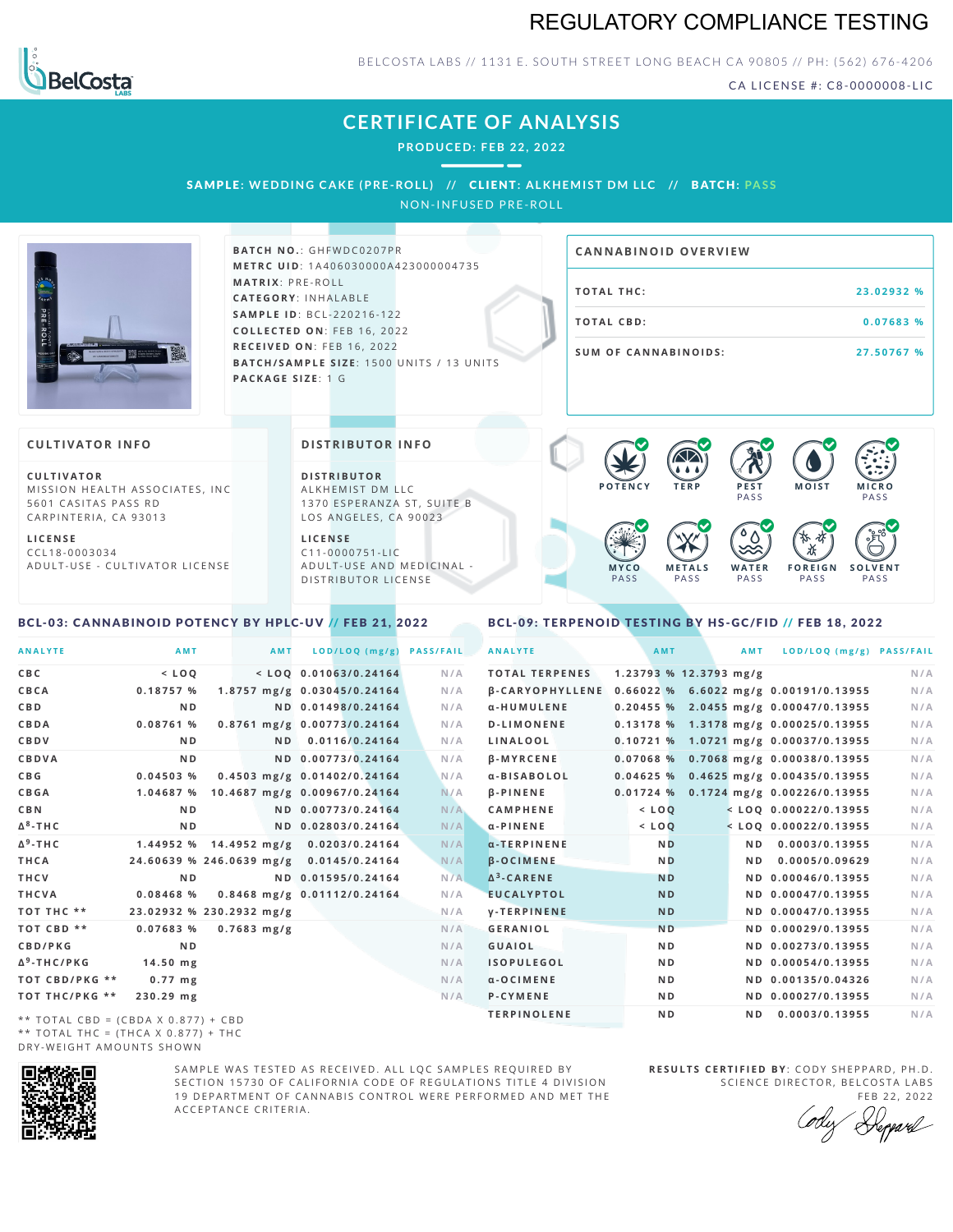# REGULATORY COMPLIANCE TESTING

BELCOSTA LABS // 1131 E. SOUTH STREET LONG BEACH CA 90805 // PH: (562) 676-4206

CA LICENSE #: C8-0000008-LIC

## CERTIFICATE OF ANALYSIS

**PRODUCED: FEB 22, 2022**

**SAMPLE:** WEDDING CAKE (PRE-ROLL) // **CLIENT:** ALKHEMIST DM LLC // **BATCH:** PASS

NON-INFUSED PRE-ROLL

**BATCH NO.**: GHFWDC0207PR
**METRC UID**: 1A4060300000A423000004735
**MATRIX**: PRE-ROLL
**CATEGORY**: INHALABLE
**SAMPLE ID**: BCL-220216-122
**COLLECTED ON**: FEB 16, 2022
**RECEIVED ON**: FEB 16, 2022
**BATCH/SAMPLE SIZE**: 1500 UNITS / 13 UNITS
**PACKAGE SIZE**: 1 G

### CANNABINOID OVERVIEW

| | |
|---|---|
| TOTAL THC: | 23.02932 % |
| TOTAL CBD: | 0.07683 % |
| SUM OF CANNABINOIDS: | 27.50767 % |

### CULTIVATOR INFO

**CULTIVATOR**
MISSION HEALTH ASSOCIATES, INC
5601 CASITAS PASS RD
CARPINTERIA, CA 93013

**LICENSE**
CCL18-0003034
ADULT-USE - CULTIVATOR LICENSE

### DISTRIBUTOR INFO

**DISTRIBUTOR**
ALKHEMIST DM LLC
1370 ESPERANZA ST, SUITE B
LOS ANGELES, CA 90023

**LICENSE**
C11-0000751-LIC
ADULT-USE AND MEDICINAL - DISTRIBUTOR LICENSE

POTENCY | TERP | PEST PASS | MOIST | MICRO PASS | MYCO PASS | METALS PASS | WATER PASS | FOREIGN PASS | SOLVENT PASS

### BCL-03: CANNABINOID POTENCY BY HPLC-UV // FEB 21, 2022

| ANALYTE | AMT | AMT | LOD/LOQ (mg/g) | PASS/FAIL |
|---|---|---|---|---|
| CBC | < LOQ | < LOQ | 0.01063/0.24164 | N/A |
| CBCA | 0.18757 % | 1.8757 mg/g | 0.03045/0.24164 | N/A |
| CBD | ND | ND | 0.01498/0.24164 | N/A |
| CBDA | 0.08761 % | 0.8761 mg/g | 0.00773/0.24164 | N/A |
| CBDV | ND | ND | 0.0116/0.24164 | N/A |
| CBDVA | ND | ND | 0.00773/0.24164 | N/A |
| CBG | 0.04503 % | 0.4503 mg/g | 0.01402/0.24164 | N/A |
| CBGA | 1.04687 % | 10.4687 mg/g | 0.00967/0.24164 | N/A |
| CBN | ND | ND | 0.00773/0.24164 | N/A |
| Δ$^8$-THC | ND | ND | 0.02803/0.24164 | N/A |
| Δ$^9$-THC | 1.44952 % | 14.4952 mg/g | 0.0203/0.24164 | N/A |
| THCA | 24.60639 % | 246.0639 mg/g | 0.0145/0.24164 | N/A |
| THCV | ND | ND | 0.01595/0.24164 | N/A |
| THCVA | 0.08468 % | 0.8468 mg/g | 0.01112/0.24164 | N/A |
| TOT THC ** | 23.02932 % | 230.2932 mg/g | | N/A |
| TOT CBD ** | 0.07683 % | 0.7683 mg/g | | N/A |
| CBD/PKG | ND | | | N/A |
| Δ$^9$-THC/PKG | 14.50 mg | | | N/A |
| TOT CBD/PKG ** | 0.77 mg | | | N/A |
| TOT THC/PKG ** | 230.29 mg | | | N/A |

** TOTAL CBD = (CBDA X 0.877) + CBD
** TOTAL THC = (THCA X 0.877) + THC
DRY-WEIGHT AMOUNTS SHOWN

### BCL-09: TERPENOID TESTING BY HS-GC/FID // FEB 18, 2022

| ANALYTE | AMT | AMT | LOD/LOQ (mg/g) | PASS/FAIL |
|---|---|---|---|---|
| TOTAL TERPENES | 1.23793 % | 12.3793 mg/g | | N/A |
| β-CARYOPHYLLENE | 0.66022 % | 6.6022 mg/g | 0.00191/0.13955 | N/A |
| α-HUMULENE | 0.20455 % | 2.0455 mg/g | 0.00047/0.13955 | N/A |
| D-LIMONENE | 0.13178 % | 1.3178 mg/g | 0.00025/0.13955 | N/A |
| LINALOOL | 0.10721 % | 1.0721 mg/g | 0.00037/0.13955 | N/A |
| β-MYRCENE | 0.07068 % | 0.7068 mg/g | 0.00038/0.13955 | N/A |
| α-BISABOLOL | 0.04625 % | 0.4625 mg/g | 0.00435/0.13955 | N/A |
| β-PINENE | 0.01724 % | 0.1724 mg/g | 0.00226/0.13955 | N/A |
| CAMPHENE | < LOQ | < LOQ | 0.00022/0.13955 | N/A |
| α-PINENE | < LOQ | < LOQ | 0.00022/0.13955 | N/A |
| α-TERPINENE | ND | ND | 0.0003/0.13955 | N/A |
| β-OCIMENE | ND | ND | 0.0005/0.09629 | N/A |
| Δ$^3$-CARENE | ND | ND | 0.00046/0.13955 | N/A |
| EUCALYPTOL | ND | ND | 0.00047/0.13955 | N/A |
| γ-TERPINENE | ND | ND | 0.00047/0.13955 | N/A |
| GERANIOL | ND | ND | 0.00029/0.13955 | N/A |
| GUAIOL | ND | ND | 0.00273/0.13955 | N/A |
| ISOPULEGOL | ND | ND | 0.00054/0.13955 | N/A |
| α-OCIMENE | ND | ND | 0.00135/0.04326 | N/A |
| P-CYMENE | ND | ND | 0.00027/0.13955 | N/A |
| TERPINOLENE | ND | ND | 0.0003/0.13955 | N/A |

SAMPLE WAS TESTED AS RECEIVED. ALL LQC SAMPLES REQUIRED BY SECTION 15730 OF CALIFORNIA CODE OF REGULATIONS TITLE 4 DIVISION 19 DEPARTMENT OF CANNABIS CONTROL WERE PERFORMED AND MET THE ACCEPTANCE CRITERIA.

**RESULTS CERTIFIED BY**: CODY SHEPPARD, PH.D.
SCIENCE DIRECTOR, BELCOSTA LABS
FEB 22, 2022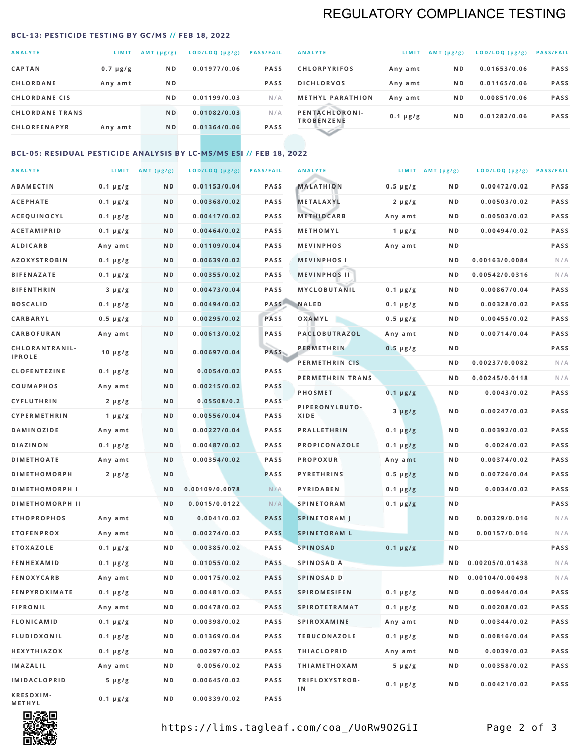# REGULATORY COMPLIANCE TESTING

## BCL-13: PESTICIDE TESTING BY GC/MS // FEB 18, 2022

| ANALYTE | LIMIT | AMT (µg/g) | LOD/LOQ (µg/g) | PASS/FAIL |
|---|---|---|---|---|
| CAPTAN | 0.7 µg/g | ND | 0.01977/0.06 | PASS |
| CHLORDANE | Any amt | ND | | PASS |
| CHLORDANE CIS | | ND | 0.01199/0.03 | N/A |
| CHLORDANE TRANS | | ND | 0.01082/0.03 | N/A |
| CHLORFENAPYR | Any amt | ND | 0.01364/0.06 | PASS |
| CHLORPYRIFOS | Any amt | ND | 0.01653/0.06 | PASS |
| DICHLORVOS | Any amt | ND | 0.01165/0.06 | PASS |
| METHYL PARATHION | Any amt | ND | 0.00851/0.06 | PASS |
| PENTACHLORONITROBENZENE | 0.1 µg/g | ND | 0.01282/0.06 | PASS |

## BCL-05: RESIDUAL PESTICIDE ANALYSIS BY LC-MS/MS ESI // FEB 18, 2022

| ANALYTE | LIMIT | AMT (µg/g) | LOD/LOQ (µg/g) | PASS/FAIL |
|---|---|---|---|---|
| ABAMECTIN | 0.1 µg/g | ND | 0.01153/0.04 | PASS |
| ACEPHATE | 0.1 µg/g | ND | 0.00368/0.02 | PASS |
| ACEQUINOCYL | 0.1 µg/g | ND | 0.00417/0.02 | PASS |
| ACETAMIPRID | 0.1 µg/g | ND | 0.00464/0.02 | PASS |
| ALDICARB | Any amt | ND | 0.01109/0.04 | PASS |
| AZOXYSTROBIN | 0.1 µg/g | ND | 0.00639/0.02 | PASS |
| BIFENAZATE | 0.1 µg/g | ND | 0.00355/0.02 | PASS |
| BIFENTHRIN | 3 µg/g | ND | 0.00473/0.04 | PASS |
| BOSCALID | 0.1 µg/g | ND | 0.00494/0.02 | PASS |
| CARBARYL | 0.5 µg/g | ND | 0.00295/0.02 | PASS |
| CARBOFURAN | Any amt | ND | 0.00613/0.02 | PASS |
| CHLORANTRANILIPROLE | 10 µg/g | ND | 0.00697/0.04 | PASS |
| CLOFENTEZINE | 0.1 µg/g | ND | 0.0054/0.02 | PASS |
| COUMAPHOS | Any amt | ND | 0.00215/0.02 | PASS |
| CYFLUTHRIN | 2 µg/g | ND | 0.05508/0.2 | PASS |
| CYPERMETHRIN | 1 µg/g | ND | 0.00556/0.04 | PASS |
| DAMINOZIDE | Any amt | ND | 0.00227/0.04 | PASS |
| DIAZINON | 0.1 µg/g | ND | 0.00487/0.02 | PASS |
| DIMETHOATE | Any amt | ND | 0.00354/0.02 | PASS |
| DIMETHOMORPH | 2 µg/g | ND | | PASS |
| DIMETHOMORPH I | | ND | 0.00109/0.0078 | N/A |
| DIMETHOMORPH II | | ND | 0.0015/0.0122 | N/A |
| ETHOPROPHOS | Any amt | ND | 0.0041/0.02 | PASS |
| ETOFENPROX | Any amt | ND | 0.00274/0.02 | PASS |
| ETOXAZOLE | 0.1 µg/g | ND | 0.00385/0.02 | PASS |
| FENHEXAMID | 0.1 µg/g | ND | 0.01055/0.02 | PASS |
| FENOXYCARB | Any amt | ND | 0.00175/0.02 | PASS |
| FENPYROXIMATE | 0.1 µg/g | ND | 0.00481/0.02 | PASS |
| FIPRONIL | Any amt | ND | 0.00478/0.02 | PASS |
| FLONICAMID | 0.1 µg/g | ND | 0.00398/0.02 | PASS |
| FLUDIOXONIL | 0.1 µg/g | ND | 0.01369/0.04 | PASS |
| HEXYTHIAZOX | 0.1 µg/g | ND | 0.00297/0.02 | PASS |
| IMAZALIL | Any amt | ND | 0.0056/0.02 | PASS |
| IMIDACLOPRID | 5 µg/g | ND | 0.00645/0.02 | PASS |
| KRESOXIM-METHYL | 0.1 µg/g | ND | 0.00339/0.02 | PASS |
| MALATHION | 0.5 µg/g | ND | 0.00472/0.02 | PASS |
| METALAXYL | 2 µg/g | ND | 0.00503/0.02 | PASS |
| METHIOCARB | Any amt | ND | 0.00503/0.02 | PASS |
| METHOMYL | 1 µg/g | ND | 0.00494/0.02 | PASS |
| MEVINPHOS | Any amt | ND | | PASS |
| MEVINPHOS I | | ND | 0.00163/0.0084 | N/A |
| MEVINPHOS II | | ND | 0.00542/0.0316 | N/A |
| MYCLOBUTANIL | 0.1 µg/g | ND | 0.00867/0.04 | PASS |
| NALED | 0.1 µg/g | ND | 0.00328/0.02 | PASS |
| OXAMYL | 0.5 µg/g | ND | 0.00455/0.02 | PASS |
| PACLOBUTRAZOL | Any amt | ND | 0.00714/0.04 | PASS |
| PERMETHRIN | 0.5 µg/g | ND | | PASS |
| PERMETHRIN CIS | | ND | 0.00237/0.0082 | N/A |
| PERMETHRIN TRANS | | ND | 0.00245/0.0118 | N/A |
| PHOSMET | 0.1 µg/g | ND | 0.0043/0.02 | PASS |
| PIPERONYLBUTOXIDE | 3 µg/g | ND | 0.00247/0.02 | PASS |
| PRALLETHRIN | 0.1 µg/g | ND | 0.00392/0.02 | PASS |
| PROPICONAZOLE | 0.1 µg/g | ND | 0.0024/0.02 | PASS |
| PROPOXUR | Any amt | ND | 0.00374/0.02 | PASS |
| PYRETHRINS | 0.5 µg/g | ND | 0.00726/0.04 | PASS |
| PYRIDABEN | 0.1 µg/g | ND | 0.0034/0.02 | PASS |
| SPINETORAM | 0.1 µg/g | ND | | PASS |
| SPINETORAM J | | ND | 0.00329/0.016 | N/A |
| SPINETORAM L | | ND | 0.00157/0.016 | N/A |
| SPINOSAD | 0.1 µg/g | ND | | PASS |
| SPINOSAD A | | ND | 0.00205/0.01438 | N/A |
| SPINOSAD D | | ND | 0.00104/0.00498 | N/A |
| SPIROMESIFEN | 0.1 µg/g | ND | 0.00944/0.04 | PASS |
| SPIROTETRAMAT | 0.1 µg/g | ND | 0.00208/0.02 | PASS |
| SPIROXAMINE | Any amt | ND | 0.00344/0.02 | PASS |
| TEBUCONAZOLE | 0.1 µg/g | ND | 0.00816/0.04 | PASS |
| THIACLOPRID | Any amt | ND | 0.0039/0.02 | PASS |
| THIAMETHOXAM | 5 µg/g | ND | 0.00358/0.02 | PASS |
| TRIFLOXYSTROBIN | 0.1 µg/g | ND | 0.00421/0.02 | PASS |

https://lims.tagleaf.com/coa_/UoRw9O2GiI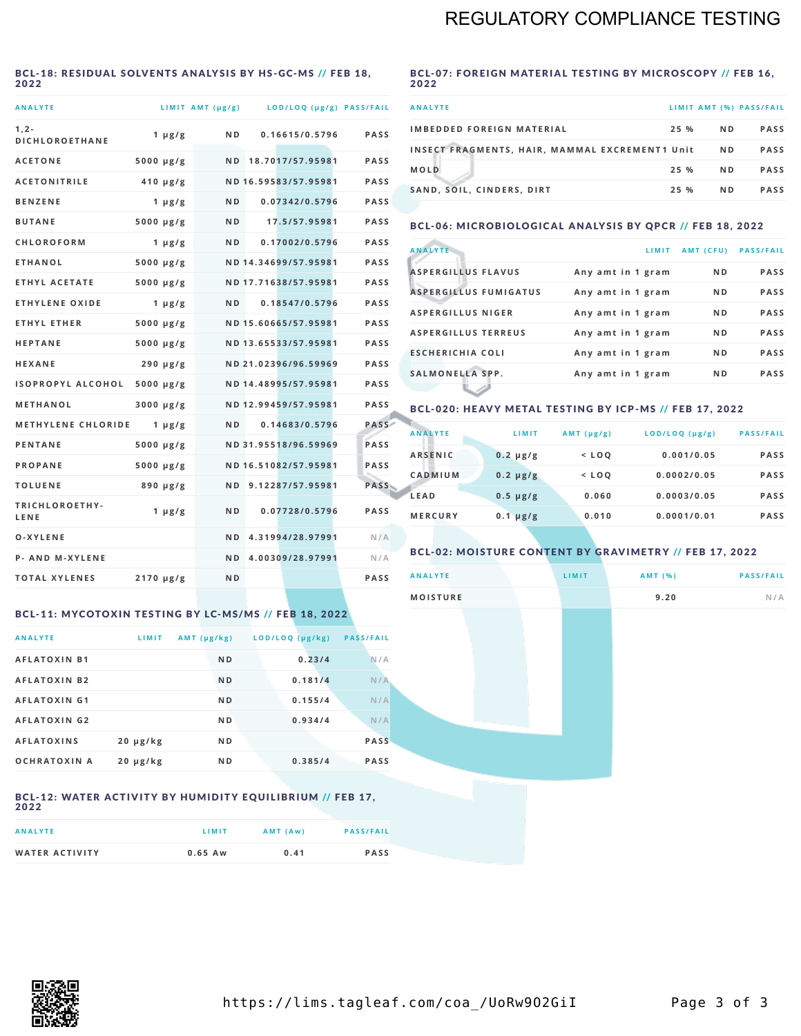# REGULATORY COMPLIANCE TESTING

## BCL-18: RESIDUAL SOLVENTS ANALYSIS BY HS-GC-MS // FEB 18, 2022

| ANALYTE | LIMIT | AMT (µg/g) | LOD/LOQ (µg/g) | PASS/FAIL |
|---|---|---|---|---|
| 1,2-DICHLOROETHANE | 1 µg/g | ND | 0.16615/0.5796 | PASS |
| ACETONE | 5000 µg/g | ND | 18.7017/57.95981 | PASS |
| ACETONITRILE | 410 µg/g | ND | 16.59583/57.95981 | PASS |
| BENZENE | 1 µg/g | ND | 0.07342/0.5796 | PASS |
| BUTANE | 5000 µg/g | ND | 17.5/57.95981 | PASS |
| CHLOROFORM | 1 µg/g | ND | 0.17002/0.5796 | PASS |
| ETHANOL | 5000 µg/g | ND | 14.34699/57.95981 | PASS |
| ETHYL ACETATE | 5000 µg/g | ND | 17.71638/57.95981 | PASS |
| ETHYLENE OXIDE | 1 µg/g | ND | 0.18547/0.5796 | PASS |
| ETHYL ETHER | 5000 µg/g | ND | 15.60665/57.95981 | PASS |
| HEPTANE | 5000 µg/g | ND | 13.65533/57.95981 | PASS |
| HEXANE | 290 µg/g | ND | 21.02396/96.59969 | PASS |
| ISOPROPYL ALCOHOL | 5000 µg/g | ND | 14.48995/57.95981 | PASS |
| METHANOL | 3000 µg/g | ND | 12.99459/57.95981 | PASS |
| METHYLENE CHLORIDE | 1 µg/g | ND | 0.14683/0.5796 | PASS |
| PENTANE | 5000 µg/g | ND | 31.95518/96.59969 | PASS |
| PROPANE | 5000 µg/g | ND | 16.51082/57.95981 | PASS |
| TOLUENE | 890 µg/g | ND | 9.12287/57.95981 | PASS |
| TRICHLOROETHYLENE | 1 µg/g | ND | 0.07728/0.5796 | PASS |
| O-XYLENE | | ND | 4.31994/28.97991 | N/A |
| P- AND M-XYLENE | | ND | 4.00309/28.97991 | N/A |
| TOTAL XYLENES | 2170 µg/g | ND | | PASS |

## BCL-11: MYCOTOXIN TESTING BY LC-MS/MS // FEB 18, 2022

| ANALYTE | LIMIT | AMT (µg/kg) | LOD/LOQ (µg/kg) | PASS/FAIL |
|---|---|---|---|---|
| AFLATOXIN B1 | | ND | 0.23/4 | N/A |
| AFLATOXIN B2 | | ND | 0.181/4 | N/A |
| AFLATOXIN G1 | | ND | 0.155/4 | N/A |
| AFLATOXIN G2 | | ND | 0.934/4 | N/A |
| AFLATOXINS | 20 µg/kg | ND | | PASS |
| OCHRATOXIN A | 20 µg/kg | ND | 0.385/4 | PASS |

## BCL-12: WATER ACTIVITY BY HUMIDITY EQUILIBRIUM // FEB 17, 2022

| ANALYTE | LIMIT | AMT (Aw) | PASS/FAIL |
|---|---|---|---|
| WATER ACTIVITY | 0.65 Aw | 0.41 | PASS |

## BCL-07: FOREIGN MATERIAL TESTING BY MICROSCOPY // FEB 16, 2022

| ANALYTE | LIMIT | AMT (%) | PASS/FAIL |
|---|---|---|---|
| IMBEDDED FOREIGN MATERIAL | 25 % | ND | PASS |
| INSECT FRAGMENTS, HAIR, MAMMAL EXCREMENT | 1 Unit | ND | PASS |
| MOLD | 25 % | ND | PASS |
| SAND, SOIL, CINDERS, DIRT | 25 % | ND | PASS |

## BCL-06: MICROBIOLOGICAL ANALYSIS BY QPCR // FEB 18, 2022

| ANALYTE | LIMIT | AMT (CFU) | PASS/FAIL |
|---|---|---|---|
| ASPERGILLUS FLAVUS | Any amt in 1 gram | ND | PASS |
| ASPERGILLUS FUMIGATUS | Any amt in 1 gram | ND | PASS |
| ASPERGILLUS NIGER | Any amt in 1 gram | ND | PASS |
| ASPERGILLUS TERREUS | Any amt in 1 gram | ND | PASS |
| ESCHERICHIA COLI | Any amt in 1 gram | ND | PASS |
| SALMONELLA SPP. | Any amt in 1 gram | ND | PASS |

## BCL-020: HEAVY METAL TESTING BY ICP-MS // FEB 17, 2022

| ANALYTE | LIMIT | AMT (µg/g) | LOD/LOQ (µg/g) | PASS/FAIL |
|---|---|---|---|---|
| ARSENIC | 0.2 µg/g | < LOQ | 0.001/0.05 | PASS |
| CADMIUM | 0.2 µg/g | < LOQ | 0.0002/0.05 | PASS |
| LEAD | 0.5 µg/g | 0.060 | 0.0003/0.05 | PASS |
| MERCURY | 0.1 µg/g | 0.010 | 0.0001/0.01 | PASS |

## BCL-02: MOISTURE CONTENT BY GRAVIMETRY // FEB 17, 2022

| ANALYTE | LIMIT | AMT (%) | PASS/FAIL |
|---|---|---|---|
| MOISTURE | | 9.20 | N/A |

https://lims.tagleaf.com/coa_/UoRw9O2GiI